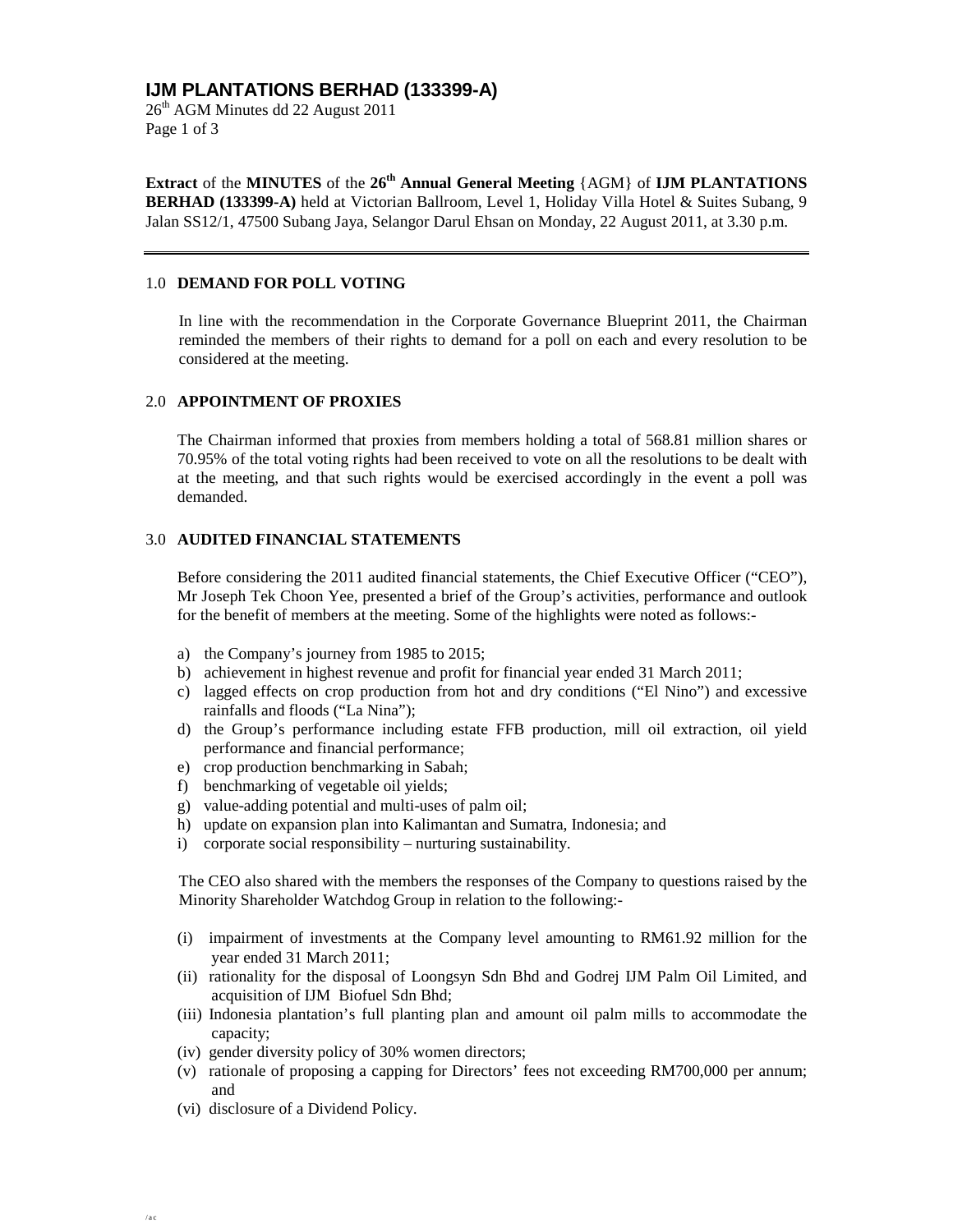# IJM PLANTATIONS BERHAD (133399-A)

26th AGM Minutes dd 22 August 2011

**Extract** of the **MINUTES** of the **26th Annual General Meeting** {AGM} of **IJM PLANTATIONS BERHAD (133399-A)** held at Victorian Ballroom, Level 1, Holiday Villa Hotel & Suites Subang, 9 Jalan SS12/1, 47500 Subang Jaya, Selangor Darul Ehsan on Monday, 22 August 2011, at 3.30 p.m.

---

## 1.0 DEMAND FOR POLL VOTING

In line with the recommendation in the Corporate Governance Blueprint 2011, the Chairman reminded the members of their rights to demand for a poll on each and every resolution to be considered at the meeting.

## 2.0 APPOINTMENT OF PROXIES

The Chairman informed that proxies from members holding a total of 568.81 million shares or 70.95% of the total voting rights had been received to vote on all the resolutions to be dealt with at the meeting, and that such rights would be exercised accordingly in the event a poll was demanded.

## 3.0 AUDITED FINANCIAL STATEMENTS

Before considering the 2011 audited financial statements, the Chief Executive Officer ("CEO"), Mr Joseph Tek Choon Yee, presented a brief of the Group's activities, performance and outlook for the benefit of members at the meeting. Some of the highlights were noted as follows:-

a) the Company's journey from 1985 to 2015;
b) achievement in highest revenue and profit for financial year ended 31 March 2011;
c) lagged effects on crop production from hot and dry conditions ("El Nino") and excessive rainfalls and floods ("La Nina");
d) the Group's performance including estate FFB production, mill oil extraction, oil yield performance and financial performance;
e) crop production benchmarking in Sabah;
f) benchmarking of vegetable oil yields;
g) value-adding potential and multi-uses of palm oil;
h) update on expansion plan into Kalimantan and Sumatra, Indonesia; and
i) corporate social responsibility – nurturing sustainability.

The CEO also shared with the members the responses of the Company to questions raised by the Minority Shareholder Watchdog Group in relation to the following:-

(i) impairment of investments at the Company level amounting to RM61.92 million for the year ended 31 March 2011;
(ii) rationality for the disposal of Loongsyn Sdn Bhd and Godrej IJM Palm Oil Limited, and acquisition of IJM Biofuel Sdn Bhd;
(iii) Indonesia plantation's full planting plan and amount oil palm mills to accommodate the capacity;
(iv) gender diversity policy of 30% women directors;
(v) rationale of proposing a capping for Directors' fees not exceeding RM700,000 per annum; and
(vi) disclosure of a Dividend Policy.

/ac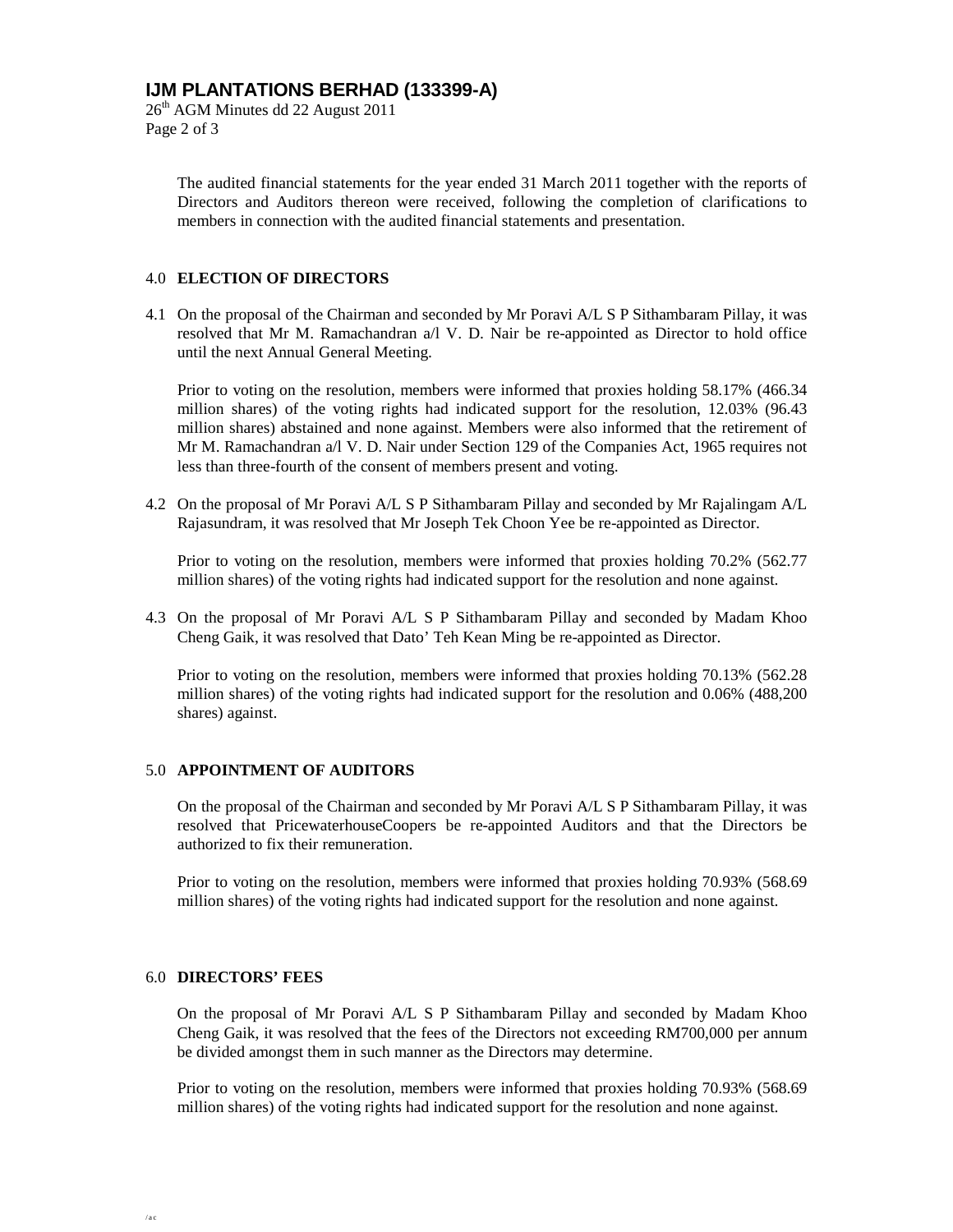The audited financial statements for the year ended 31 March 2011 together with the reports of Directors and Auditors thereon were received, following the completion of clarifications to members in connection with the audited financial statements and presentation.

## 4.0 ELECTION OF DIRECTORS

4.1 On the proposal of the Chairman and seconded by Mr Poravi A/L S P Sithambaram Pillay, it was resolved that Mr M. Ramachandran a/l V. D. Nair be re-appointed as Director to hold office until the next Annual General Meeting.

Prior to voting on the resolution, members were informed that proxies holding 58.17% (466.34 million shares) of the voting rights had indicated support for the resolution, 12.03% (96.43 million shares) abstained and none against. Members were also informed that the retirement of Mr M. Ramachandran a/l V. D. Nair under Section 129 of the Companies Act, 1965 requires not less than three-fourth of the consent of members present and voting.

4.2 On the proposal of Mr Poravi A/L S P Sithambaram Pillay and seconded by Mr Rajalingam A/L Rajasundram, it was resolved that Mr Joseph Tek Choon Yee be re-appointed as Director.

Prior to voting on the resolution, members were informed that proxies holding 70.2% (562.77 million shares) of the voting rights had indicated support for the resolution and none against.

4.3 On the proposal of Mr Poravi A/L S P Sithambaram Pillay and seconded by Madam Khoo Cheng Gaik, it was resolved that Dato' Teh Kean Ming be re-appointed as Director.

Prior to voting on the resolution, members were informed that proxies holding 70.13% (562.28 million shares) of the voting rights had indicated support for the resolution and 0.06% (488,200 shares) against.

## 5.0 APPOINTMENT OF AUDITORS

On the proposal of the Chairman and seconded by Mr Poravi A/L S P Sithambaram Pillay, it was resolved that PricewaterhouseCoopers be re-appointed Auditors and that the Directors be authorized to fix their remuneration.

Prior to voting on the resolution, members were informed that proxies holding 70.93% (568.69 million shares) of the voting rights had indicated support for the resolution and none against.

## 6.0 DIRECTORS' FEES

On the proposal of Mr Poravi A/L S P Sithambaram Pillay and seconded by Madam Khoo Cheng Gaik, it was resolved that the fees of the Directors not exceeding RM700,000 per annum be divided amongst them in such manner as the Directors may determine.

Prior to voting on the resolution, members were informed that proxies holding 70.93% (568.69 million shares) of the voting rights had indicated support for the resolution and none against.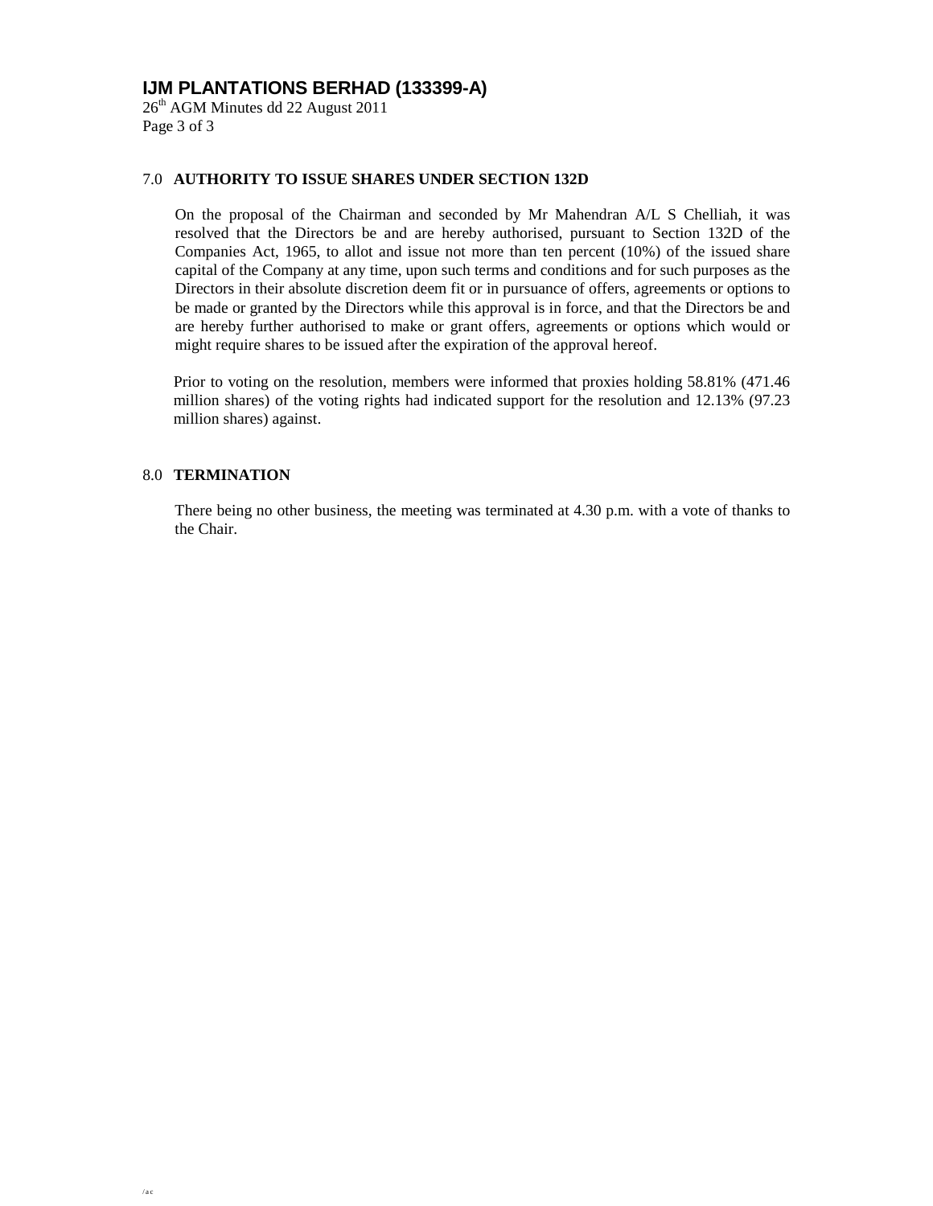## 7.0 AUTHORITY TO ISSUE SHARES UNDER SECTION 132D

On the proposal of the Chairman and seconded by Mr Mahendran A/L S Chelliah, it was resolved that the Directors be and are hereby authorised, pursuant to Section 132D of the Companies Act, 1965, to allot and issue not more than ten percent (10%) of the issued share capital of the Company at any time, upon such terms and conditions and for such purposes as the Directors in their absolute discretion deem fit or in pursuance of offers, agreements or options to be made or granted by the Directors while this approval is in force, and that the Directors be and are hereby further authorised to make or grant offers, agreements or options which would or might require shares to be issued after the expiration of the approval hereof.

Prior to voting on the resolution, members were informed that proxies holding 58.81% (471.46 million shares) of the voting rights had indicated support for the resolution and 12.13% (97.23 million shares) against.

## 8.0 TERMINATION

There being no other business, the meeting was terminated at 4.30 p.m. with a vote of thanks to the Chair.

/ac